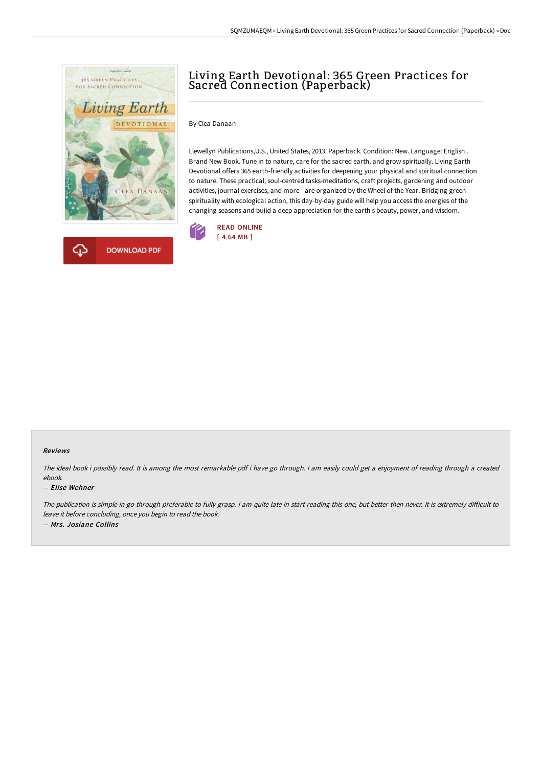# Living Earth Devotional: 365 Green Practices for Sacred Connection (Paperback)

By Clea Danaan

Llewellyn Publications,U.S., United States, 2013. Paperback. Condition: New. Language: English . Brand New Book. Tune in to nature, care for the sacred earth, and grow spiritually. Living Earth Devotional offers 365 earth-friendly activities for deepening your physical and spiritual connection to nature. These practical, soul-centred tasks-meditations, craft projects, gardening and outdoor activities, journal exercises, and more - are organized by the Wheel of the Year. Bridging green spirituality with ecological action, this day-by-day guide will help you access the energies of the changing seasons and build a deep appreciation for the earth s beauty, power, and wisdom.

READ ONLINE
[ 4.64 MB ]

DOWNLOAD PDF

### Reviews

*The ideal book i possibly read. It is among the most remarkable pdf i have go through. I am easily could get a enjoyment of reading through a created ebook.*

-- *Elise Wehner*

*The publication is simple in go through preferable to fully grasp. I am quite late in start reading this one, but better then never. It is extremely difficult to leave it before concluding, once you begin to read the book.*

-- *Mrs. Josiane Collins*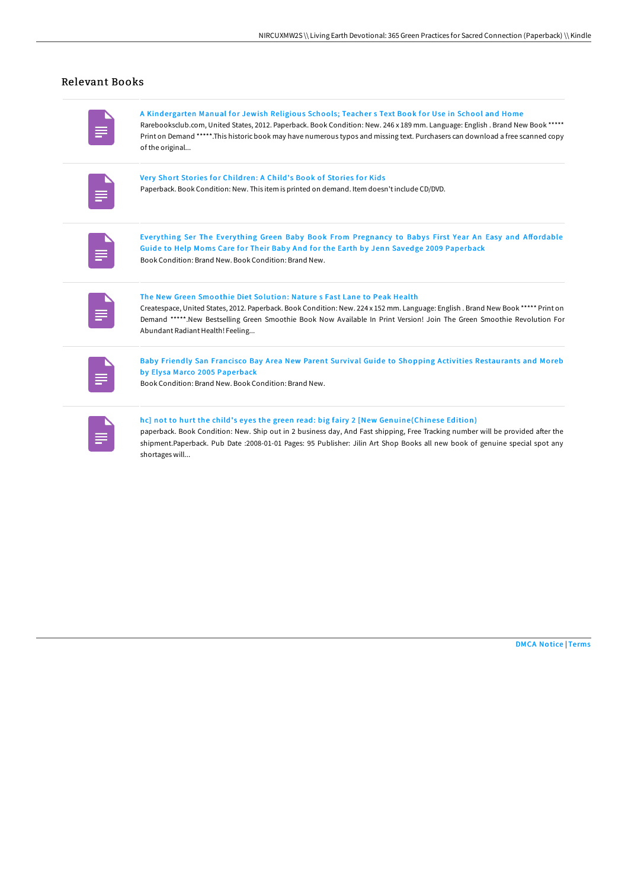## Relevant Books

**A Kindergarten Manual for Jewish Religious Schools; Teacher s Text Book for Use in School and Home**

Rarebooksclub.com, United States, 2012. Paperback. Book Condition: New. 246 x 189 mm. Language: English . Brand New Book ***** Print on Demand *****.This historic book may have numerous typos and missing text. Purchasers can download a free scanned copy of the original...

**Very Short Stories for Children: A Child's Book of Stories for Kids**

Paperback. Book Condition: New. This item is printed on demand. Item doesn't include CD/DVD.

**Everything Ser The Everything Green Baby Book From Pregnancy to Babys First Year An Easy and Affordable Guide to Help Moms Care for Their Baby And for the Earth by Jenn Savedge 2009 Paperback**

Book Condition: Brand New. Book Condition: Brand New.

**The New Green Smoothie Diet Solution: Nature s Fast Lane to Peak Health**

Createspace, United States, 2012. Paperback. Book Condition: New. 224 x 152 mm. Language: English . Brand New Book ***** Print on Demand *****.New Bestselling Green Smoothie Book Now Available In Print Version! Join The Green Smoothie Revolution For Abundant Radiant Health! Feeling...

**Baby Friendly San Francisco Bay Area New Parent Survival Guide to Shopping Activities Restaurants and Moreb by Elysa Marco 2005 Paperback**

Book Condition: Brand New. Book Condition: Brand New.

**hc] not to hurt the child's eyes the green read: big fairy 2 [New Genuine(Chinese Edition)**

paperback. Book Condition: New. Ship out in 2 business day, And Fast shipping, Free Tracking number will be provided after the shipment.Paperback. Pub Date :2008-01-01 Pages: 95 Publisher: Jilin Art Shop Books all new book of genuine special spot any shortages will...